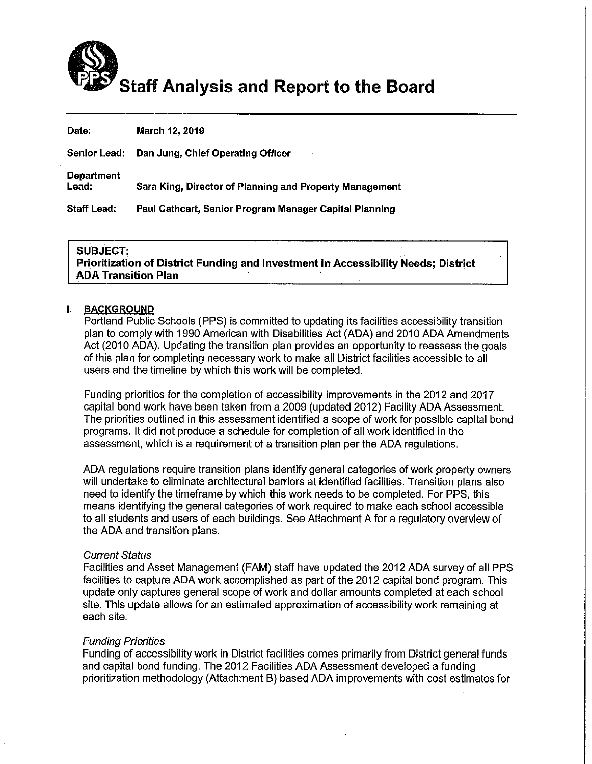# Staff Analysis and Report to the Board

**Date:** March 12, 2019

**Senior Lead:** Dan Jung, Chief Operating Officer

**Department Lead:** Sara King, Director of Planning and Property Management

**Staff Lead:** Paul Cathcart, Senior Program Manager Capital Planning

**SUBJECT:**
**Prioritization of District Funding and Investment in Accessibility Needs; District ADA Transition Plan**

## I. BACKGROUND

Portland Public Schools (PPS) is committed to updating its facilities accessibility transition plan to comply with 1990 American with Disabilities Act (ADA) and 2010 ADA Amendments Act (2010 ADA). Updating the transition plan provides an opportunity to reassess the goals of this plan for completing necessary work to make all District facilities accessible to all users and the timeline by which this work will be completed.

Funding priorities for the completion of accessibility improvements in the 2012 and 2017 capital bond work have been taken from a 2009 (updated 2012) Facility ADA Assessment. The priorities outlined in this assessment identified a scope of work for possible capital bond programs. It did not produce a schedule for completion of all work identified in the assessment, which is a requirement of a transition plan per the ADA regulations.

ADA regulations require transition plans identify general categories of work property owners will undertake to eliminate architectural barriers at identified facilities. Transition plans also need to identify the timeframe by which this work needs to be completed. For PPS, this means identifying the general categories of work required to make each school accessible to all students and users of each buildings. See Attachment A for a regulatory overview of the ADA and transition plans.

*Current Status*

Facilities and Asset Management (FAM) staff have updated the 2012 ADA survey of all PPS facilities to capture ADA work accomplished as part of the 2012 capital bond program. This update only captures general scope of work and dollar amounts completed at each school site. This update allows for an estimated approximation of accessibility work remaining at each site.

*Funding Priorities*

Funding of accessibility work in District facilities comes primarily from District general funds and capital bond funding. The 2012 Facilities ADA Assessment developed a funding prioritization methodology (Attachment B) based ADA improvements with cost estimates for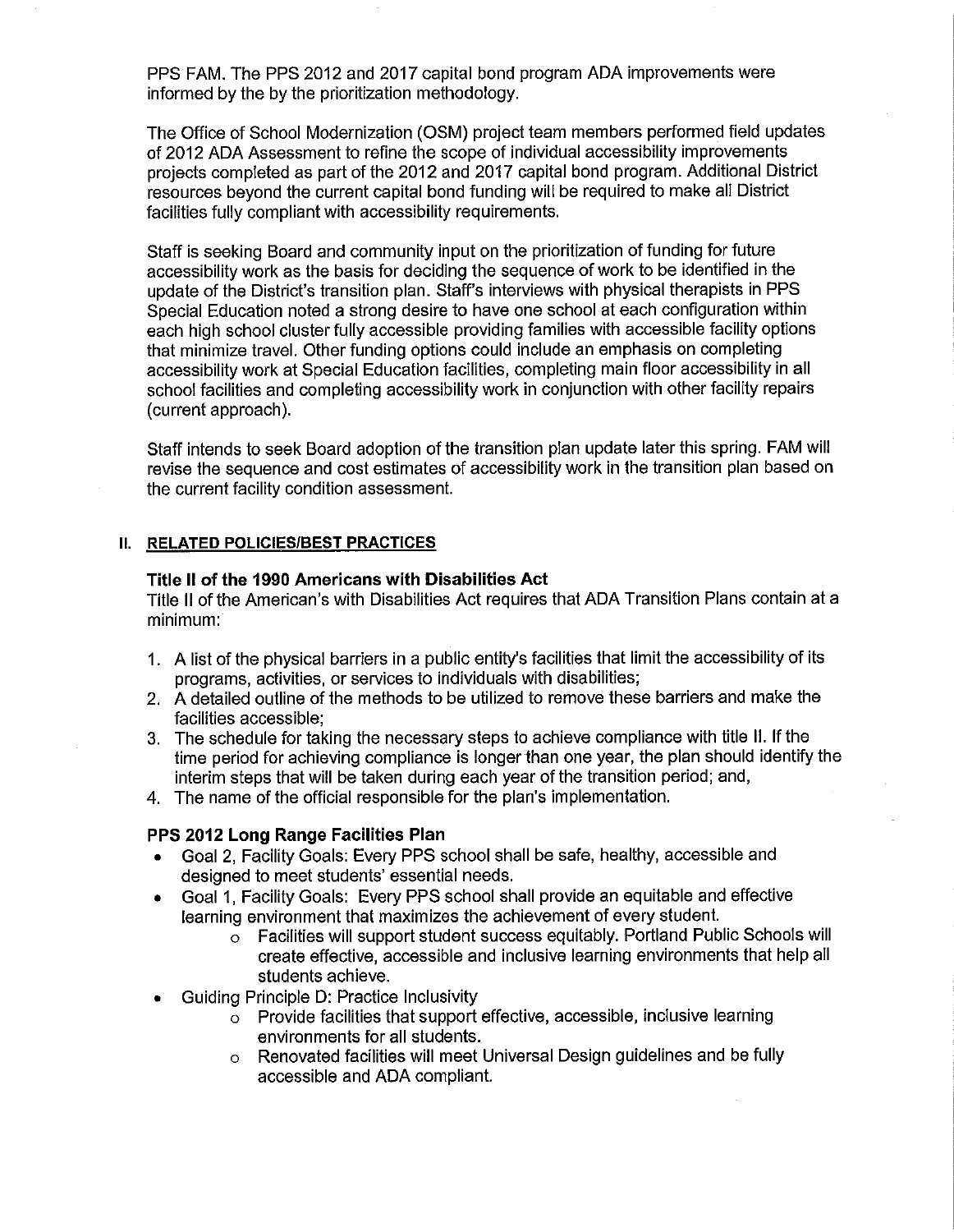PPS FAM. The PPS 2012 and 2017 capital bond program ADA improvements were informed by the by the prioritization methodology.

The Office of School Modernization (OSM) project team members performed field updates of 2012 ADA Assessment to refine the scope of individual accessibility improvements projects completed as part of the 2012 and 2017 capital bond program. Additional District resources beyond the current capital bond funding will be required to make all District facilities fully compliant with accessibility requirements.

Staff is seeking Board and community input on the prioritization of funding for future accessibility work as the basis for deciding the sequence of work to be identified in the update of the District's transition plan. Staff's interviews with physical therapists in PPS Special Education noted a strong desire to have one school at each configuration within each high school cluster fully accessible providing families with accessible facility options that minimize travel. Other funding options could include an emphasis on completing accessibility work at Special Education facilities, completing main floor accessibility in all school facilities and completing accessibility work in conjunction with other facility repairs (current approach).

Staff intends to seek Board adoption of the transition plan update later this spring. FAM will revise the sequence and cost estimates of accessibility work in the transition plan based on the current facility condition assessment.

## II. RELATED POLICIES/BEST PRACTICES

### Title II of the 1990 Americans with Disabilities Act

Title II of the American's with Disabilities Act requires that ADA Transition Plans contain at a minimum:

1. A list of the physical barriers in a public entity's facilities that limit the accessibility of its programs, activities, or services to individuals with disabilities;
2. A detailed outline of the methods to be utilized to remove these barriers and make the facilities accessible;
3. The schedule for taking the necessary steps to achieve compliance with title II. If the time period for achieving compliance is longer than one year, the plan should identify the interim steps that will be taken during each year of the transition period; and,
4. The name of the official responsible for the plan's implementation.

### PPS 2012 Long Range Facilities Plan

- Goal 2, Facility Goals: Every PPS school shall be safe, healthy, accessible and designed to meet students' essential needs.
- Goal 1, Facility Goals: Every PPS school shall provide an equitable and effective learning environment that maximizes the achievement of every student.
    - Facilities will support student success equitably. Portland Public Schools will create effective, accessible and inclusive learning environments that help all students achieve.
- Guiding Principle D: Practice Inclusivity
    - Provide facilities that support effective, accessible, inclusive learning environments for all students.
    - Renovated facilities will meet Universal Design guidelines and be fully accessible and ADA compliant.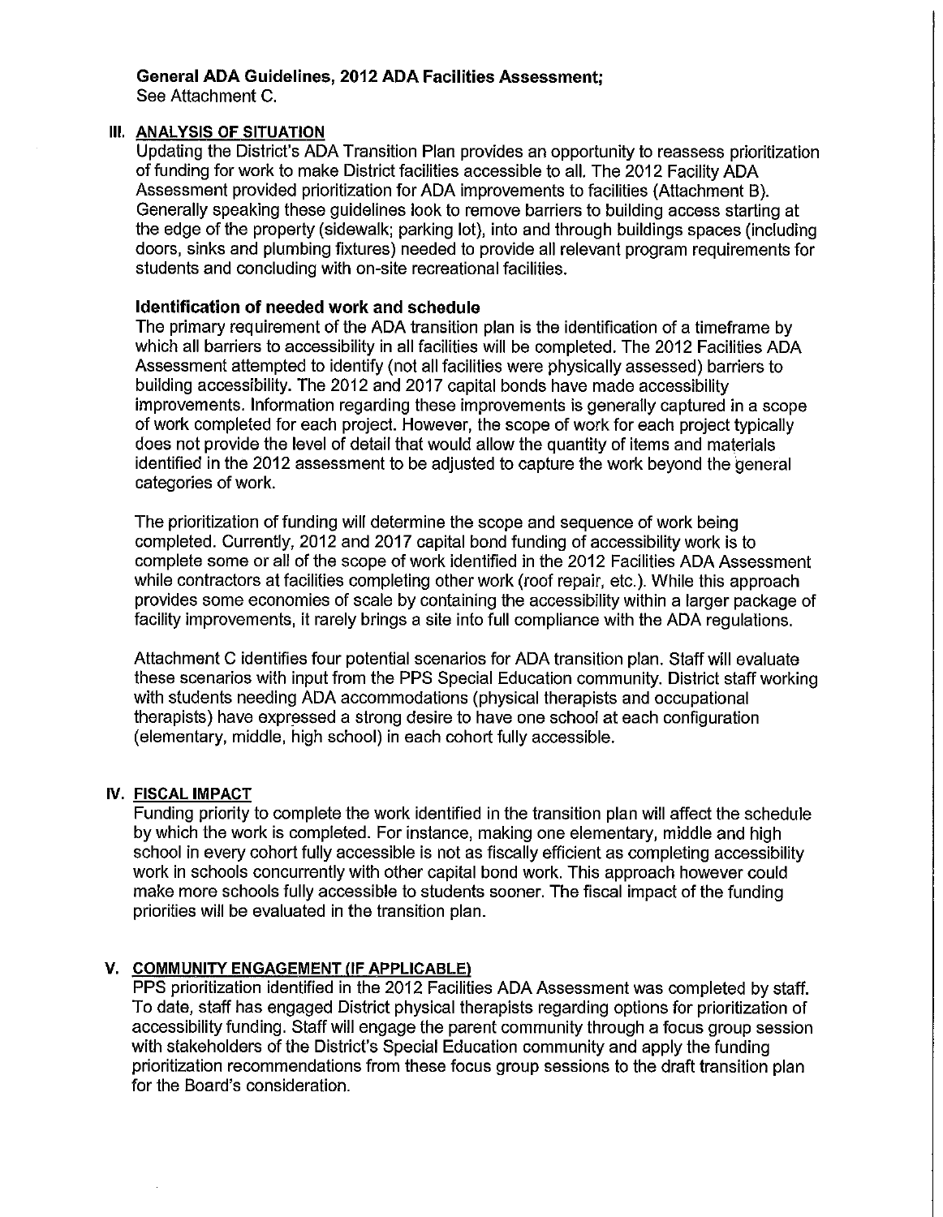**General ADA Guidelines, 2012 ADA Facilities Assessment;**
See Attachment C.

## III. ANALYSIS OF SITUATION

Updating the District's ADA Transition Plan provides an opportunity to reassess prioritization of funding for work to make District facilities accessible to all. The 2012 Facility ADA Assessment provided prioritization for ADA improvements to facilities (Attachment B). Generally speaking these guidelines look to remove barriers to building access starting at the edge of the property (sidewalk; parking lot), into and through buildings spaces (including doors, sinks and plumbing fixtures) needed to provide all relevant program requirements for students and concluding with on-site recreational facilities.

### Identification of needed work and schedule

The primary requirement of the ADA transition plan is the identification of a timeframe by which all barriers to accessibility in all facilities will be completed. The 2012 Facilities ADA Assessment attempted to identify (not all facilities were physically assessed) barriers to building accessibility. The 2012 and 2017 capital bonds have made accessibility improvements. Information regarding these improvements is generally captured in a scope of work completed for each project. However, the scope of work for each project typically does not provide the level of detail that would allow the quantity of items and materials identified in the 2012 assessment to be adjusted to capture the work beyond the general categories of work.

The prioritization of funding will determine the scope and sequence of work being completed. Currently, 2012 and 2017 capital bond funding of accessibility work is to complete some or all of the scope of work identified in the 2012 Facilities ADA Assessment while contractors at facilities completing other work (roof repair, etc.). While this approach provides some economies of scale by containing the accessibility within a larger package of facility improvements, it rarely brings a site into full compliance with the ADA regulations.

Attachment C identifies four potential scenarios for ADA transition plan. Staff will evaluate these scenarios with input from the PPS Special Education community. District staff working with students needing ADA accommodations (physical therapists and occupational therapists) have expressed a strong desire to have one school at each configuration (elementary, middle, high school) in each cohort fully accessible.

## IV. FISCAL IMPACT

Funding priority to complete the work identified in the transition plan will affect the schedule by which the work is completed. For instance, making one elementary, middle and high school in every cohort fully accessible is not as fiscally efficient as completing accessibility work in schools concurrently with other capital bond work. This approach however could make more schools fully accessible to students sooner. The fiscal impact of the funding priorities will be evaluated in the transition plan.

## V. COMMUNITY ENGAGEMENT (IF APPLICABLE)

PPS prioritization identified in the 2012 Facilities ADA Assessment was completed by staff. To date, staff has engaged District physical therapists regarding options for prioritization of accessibility funding. Staff will engage the parent community through a focus group session with stakeholders of the District's Special Education community and apply the funding prioritization recommendations from these focus group sessions to the draft transition plan for the Board's consideration.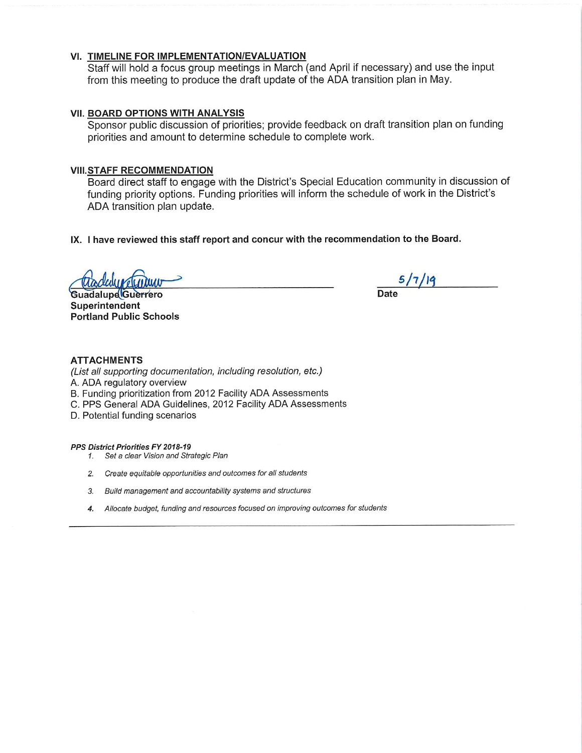## VI. TIMELINE FOR IMPLEMENTATION/EVALUATION

Staff will hold a focus group meetings in March (and April if necessary) and use the input from this meeting to produce the draft update of the ADA transition plan in May.

## VII. BOARD OPTIONS WITH ANALYSIS

Sponsor public discussion of priorities; provide feedback on draft transition plan on funding priorities and amount to determine schedule to complete work.

## VIII. STAFF RECOMMENDATION

Board direct staff to engage with the District's Special Education community in discussion of funding priority options. Funding priorities will inform the schedule of work in the District's ADA transition plan update.

## IX. I have reviewed this staff report and concur with the recommendation to the Board.

**Guadalupe Guerrero**
**Superintendent**
**Portland Public Schools**

**Date** 5/7/19

**ATTACHMENTS**

*(List all supporting documentation, including resolution, etc.)*

A. ADA regulatory overview
B. Funding prioritization from 2012 Facility ADA Assessments
C. PPS General ADA Guidelines, 2012 Facility ADA Assessments
D. Potential funding scenarios

***PPS District Priorities FY 2018-19***

1. *Set a clear Vision and Strategic Plan*
2. *Create equitable opportunities and outcomes for all students*
3. *Build management and accountability systems and structures*
4. *Allocate budget, funding and resources focused on improving outcomes for students*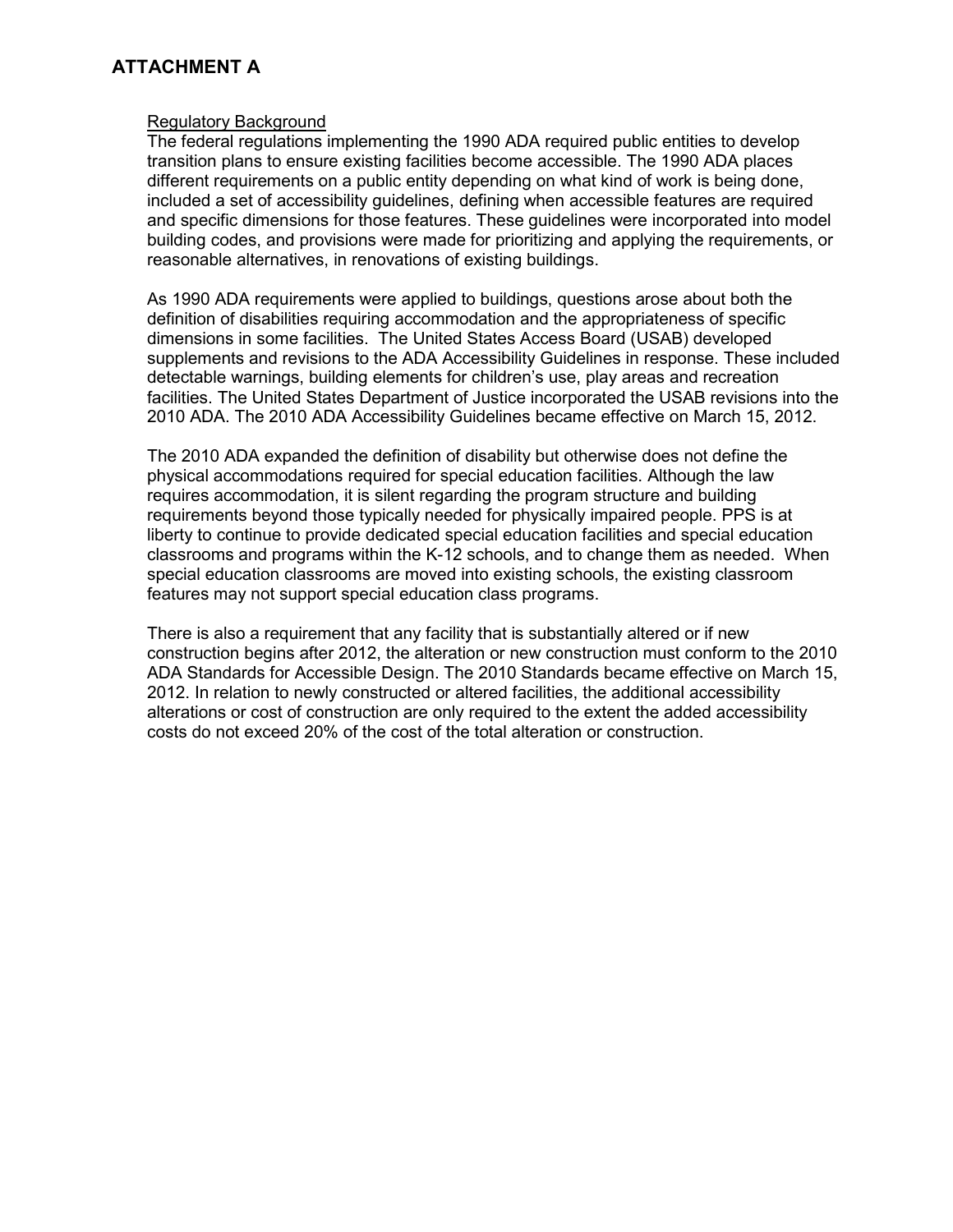# ATTACHMENT A

<u>Regulatory Background</u>

The federal regulations implementing the 1990 ADA required public entities to develop transition plans to ensure existing facilities become accessible. The 1990 ADA places different requirements on a public entity depending on what kind of work is being done, included a set of accessibility guidelines, defining when accessible features are required and specific dimensions for those features. These guidelines were incorporated into model building codes, and provisions were made for prioritizing and applying the requirements, or reasonable alternatives, in renovations of existing buildings.

As 1990 ADA requirements were applied to buildings, questions arose about both the definition of disabilities requiring accommodation and the appropriateness of specific dimensions in some facilities. The United States Access Board (USAB) developed supplements and revisions to the ADA Accessibility Guidelines in response. These included detectable warnings, building elements for children's use, play areas and recreation facilities. The United States Department of Justice incorporated the USAB revisions into the 2010 ADA. The 2010 ADA Accessibility Guidelines became effective on March 15, 2012.

The 2010 ADA expanded the definition of disability but otherwise does not define the physical accommodations required for special education facilities. Although the law requires accommodation, it is silent regarding the program structure and building requirements beyond those typically needed for physically impaired people. PPS is at liberty to continue to provide dedicated special education facilities and special education classrooms and programs within the K-12 schools, and to change them as needed. When special education classrooms are moved into existing schools, the existing classroom features may not support special education class programs.

There is also a requirement that any facility that is substantially altered or if new construction begins after 2012, the alteration or new construction must conform to the 2010 ADA Standards for Accessible Design. The 2010 Standards became effective on March 15, 2012. In relation to newly constructed or altered facilities, the additional accessibility alterations or cost of construction are only required to the extent the added accessibility costs do not exceed 20% of the cost of the total alteration or construction.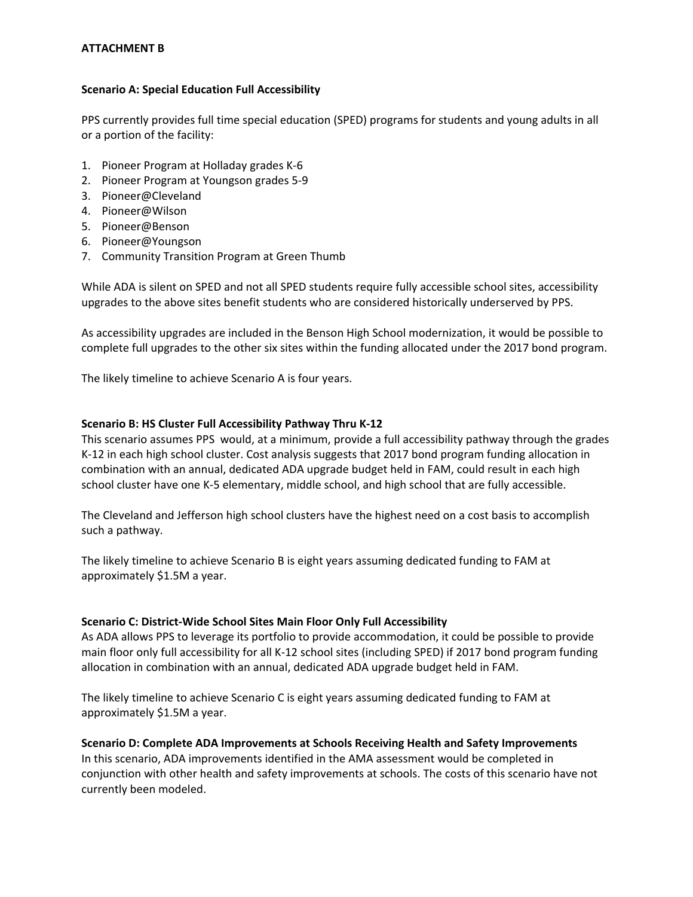**ATTACHMENT B**

**Scenario A: Special Education Full Accessibility**

PPS currently provides full time special education (SPED) programs for students and young adults in all or a portion of the facility:

1. Pioneer Program at Holladay grades K-6
2. Pioneer Program at Youngson grades 5-9
3. Pioneer@Cleveland
4. Pioneer@Wilson
5. Pioneer@Benson
6. Pioneer@Youngson
7. Community Transition Program at Green Thumb

While ADA is silent on SPED and not all SPED students require fully accessible school sites, accessibility upgrades to the above sites benefit students who are considered historically underserved by PPS.

As accessibility upgrades are included in the Benson High School modernization, it would be possible to complete full upgrades to the other six sites within the funding allocated under the 2017 bond program.

The likely timeline to achieve Scenario A is four years.

**Scenario B: HS Cluster Full Accessibility Pathway Thru K-12**

This scenario assumes PPS would, at a minimum, provide a full accessibility pathway through the grades K-12 in each high school cluster. Cost analysis suggests that 2017 bond program funding allocation in combination with an annual, dedicated ADA upgrade budget held in FAM, could result in each high school cluster have one K-5 elementary, middle school, and high school that are fully accessible.

The Cleveland and Jefferson high school clusters have the highest need on a cost basis to accomplish such a pathway.

The likely timeline to achieve Scenario B is eight years assuming dedicated funding to FAM at approximately $1.5M a year.

**Scenario C: District-Wide School Sites Main Floor Only Full Accessibility**

As ADA allows PPS to leverage its portfolio to provide accommodation, it could be possible to provide main floor only full accessibility for all K-12 school sites (including SPED) if 2017 bond program funding allocation in combination with an annual, dedicated ADA upgrade budget held in FAM.

The likely timeline to achieve Scenario C is eight years assuming dedicated funding to FAM at approximately $1.5M a year.

**Scenario D: Complete ADA Improvements at Schools Receiving Health and Safety Improvements**

In this scenario, ADA improvements identified in the AMA assessment would be completed in conjunction with other health and safety improvements at schools. The costs of this scenario have not currently been modeled.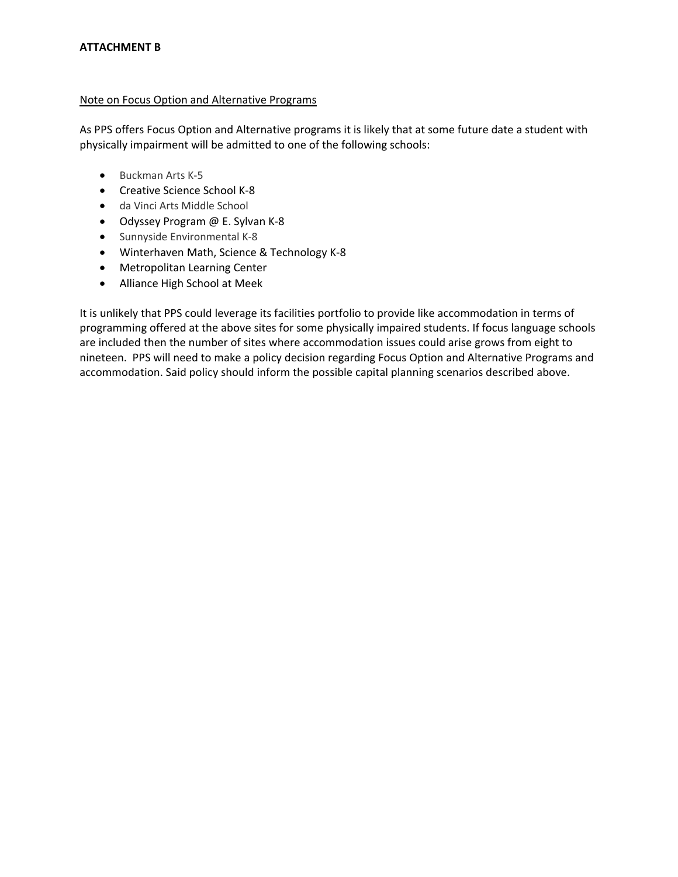**ATTACHMENT B**

Note on Focus Option and Alternative Programs

As PPS offers Focus Option and Alternative programs it is likely that at some future date a student with physically impairment will be admitted to one of the following schools:

- Buckman Arts K-5
- Creative Science School K-8
- da Vinci Arts Middle School
- Odyssey Program @ E. Sylvan K-8
- Sunnyside Environmental K-8
- Winterhaven Math, Science & Technology K-8
- Metropolitan Learning Center
- Alliance High School at Meek

It is unlikely that PPS could leverage its facilities portfolio to provide like accommodation in terms of programming offered at the above sites for some physically impaired students. If focus language schools are included then the number of sites where accommodation issues could arise grows from eight to nineteen. PPS will need to make a policy decision regarding Focus Option and Alternative Programs and accommodation. Said policy should inform the possible capital planning scenarios described above.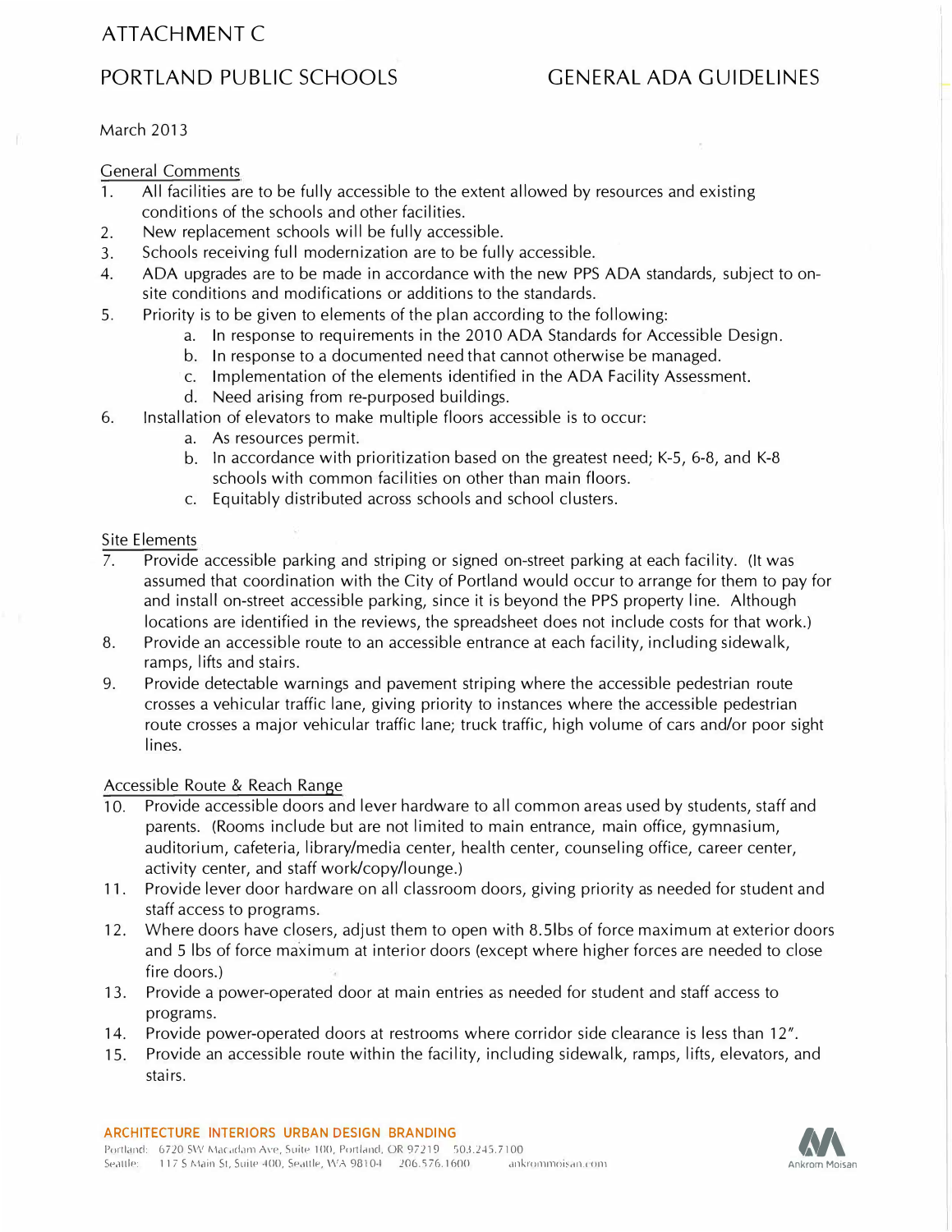# ATTACHMENT C

## PORTLAND PUBLIC SCHOOLS — GENERAL ADA GUIDELINES

March 2013

<u>General Comments</u>

1. All facilities are to be fully accessible to the extent allowed by resources and existing conditions of the schools and other facilities.
2. New replacement schools will be fully accessible.
3. Schools receiving full modernization are to be fully accessible.
4. ADA upgrades are to be made in accordance with the new PPS ADA standards, subject to on-site conditions and modifications or additions to the standards.
5. Priority is to be given to elements of the plan according to the following:
   a. In response to requirements in the 2010 ADA Standards for Accessible Design.
   b. In response to a documented need that cannot otherwise be managed.
   c. Implementation of the elements identified in the ADA Facility Assessment.
   d. Need arising from re-purposed buildings.
6. Installation of elevators to make multiple floors accessible is to occur:
   a. As resources permit.
   b. In accordance with prioritization based on the greatest need; K-5, 6-8, and K-8 schools with common facilities on other than main floors.
   c. Equitably distributed across schools and school clusters.

<u>Site Elements</u>

7. Provide accessible parking and striping or signed on-street parking at each facility. (It was assumed that coordination with the City of Portland would occur to arrange for them to pay for and install on-street accessible parking, since it is beyond the PPS property line. Although locations are identified in the reviews, the spreadsheet does not include costs for that work.)
8. Provide an accessible route to an accessible entrance at each facility, including sidewalk, ramps, lifts and stairs.
9. Provide detectable warnings and pavement striping where the accessible pedestrian route crosses a vehicular traffic lane, giving priority to instances where the accessible pedestrian route crosses a major vehicular traffic lane; truck traffic, high volume of cars and/or poor sight lines.

<u>Accessible Route & Reach Range</u>

10. Provide accessible doors and lever hardware to all common areas used by students, staff and parents. (Rooms include but are not limited to main entrance, main office, gymnasium, auditorium, cafeteria, library/media center, health center, counseling office, career center, activity center, and staff work/copy/lounge.)
11. Provide lever door hardware on all classroom doors, giving priority as needed for student and staff access to programs.
12. Where doors have closers, adjust them to open with 8.5lbs of force maximum at exterior doors and 5 lbs of force maximum at interior doors (except where higher forces are needed to close fire doors.)
13. Provide a power-operated door at main entries as needed for student and staff access to programs.
14. Provide power-operated doors at restrooms where corridor side clearance is less than 12".
15. Provide an accessible route within the facility, including sidewalk, ramps, lifts, elevators, and stairs.

**ARCHITECTURE INTERIORS URBAN DESIGN BRANDING**
Portland: 6720 SW Macadam Ave, Suite 100, Portland, OR 97219 503.245.7100
Seattle: 117 S Main St, Suite 400, Seattle, WA 98104 206.576.1600 ankrommoisan.com
Ankrom Moisan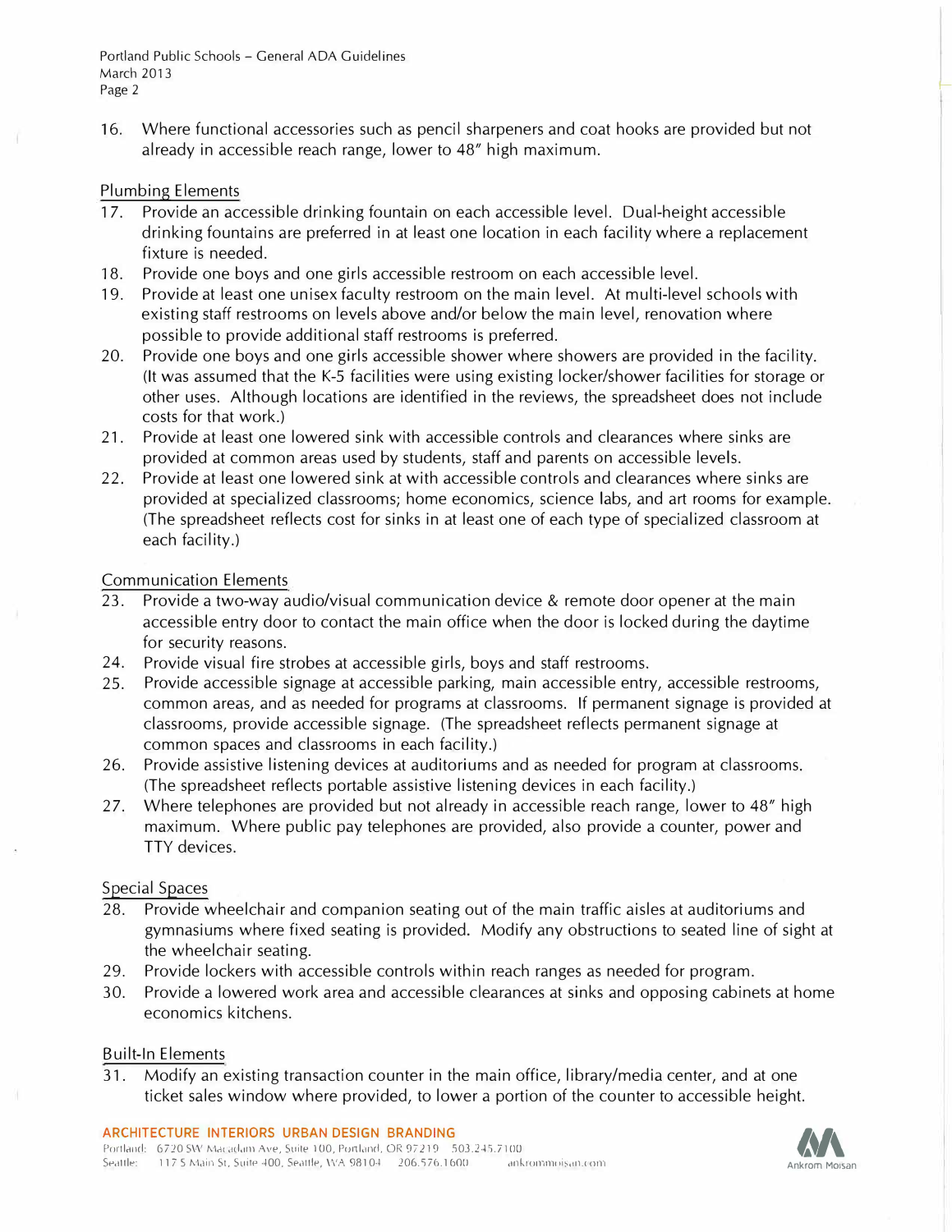16. Where functional accessories such as pencil sharpeners and coat hooks are provided but not already in accessible reach range, lower to 48" high maximum.

Plumbing Elements

17. Provide an accessible drinking fountain on each accessible level. Dual-height accessible drinking fountains are preferred in at least one location in each facility where a replacement fixture is needed.
18. Provide one boys and one girls accessible restroom on each accessible level.
19. Provide at least one unisex faculty restroom on the main level. At multi-level schools with existing staff restrooms on levels above and/or below the main level, renovation where possible to provide additional staff restrooms is preferred.
20. Provide one boys and one girls accessible shower where showers are provided in the facility. (It was assumed that the K-5 facilities were using existing locker/shower facilities for storage or other uses. Although locations are identified in the reviews, the spreadsheet does not include costs for that work.)
21. Provide at least one lowered sink with accessible controls and clearances where sinks are provided at common areas used by students, staff and parents on accessible levels.
22. Provide at least one lowered sink at with accessible controls and clearances where sinks are provided at specialized classrooms; home economics, science labs, and art rooms for example. (The spreadsheet reflects cost for sinks in at least one of each type of specialized classroom at each facility.)

Communication Elements

23. Provide a two-way audio/visual communication device & remote door opener at the main accessible entry door to contact the main office when the door is locked during the daytime for security reasons.
24. Provide visual fire strobes at accessible girls, boys and staff restrooms.
25. Provide accessible signage at accessible parking, main accessible entry, accessible restrooms, common areas, and as needed for programs at classrooms. If permanent signage is provided at classrooms, provide accessible signage. (The spreadsheet reflects permanent signage at common spaces and classrooms in each facility.)
26. Provide assistive listening devices at auditoriums and as needed for program at classrooms. (The spreadsheet reflects portable assistive listening devices in each facility.)
27. Where telephones are provided but not already in accessible reach range, lower to 48" high maximum. Where public pay telephones are provided, also provide a counter, power and TTY devices.

Special Spaces

28. Provide wheelchair and companion seating out of the main traffic aisles at auditoriums and gymnasiums where fixed seating is provided. Modify any obstructions to seated line of sight at the wheelchair seating.
29. Provide lockers with accessible controls within reach ranges as needed for program.
30. Provide a lowered work area and accessible clearances at sinks and opposing cabinets at home economics kitchens.

Built-In Elements

31. Modify an existing transaction counter in the main office, library/media center, and at one ticket sales window where provided, to lower a portion of the counter to accessible height.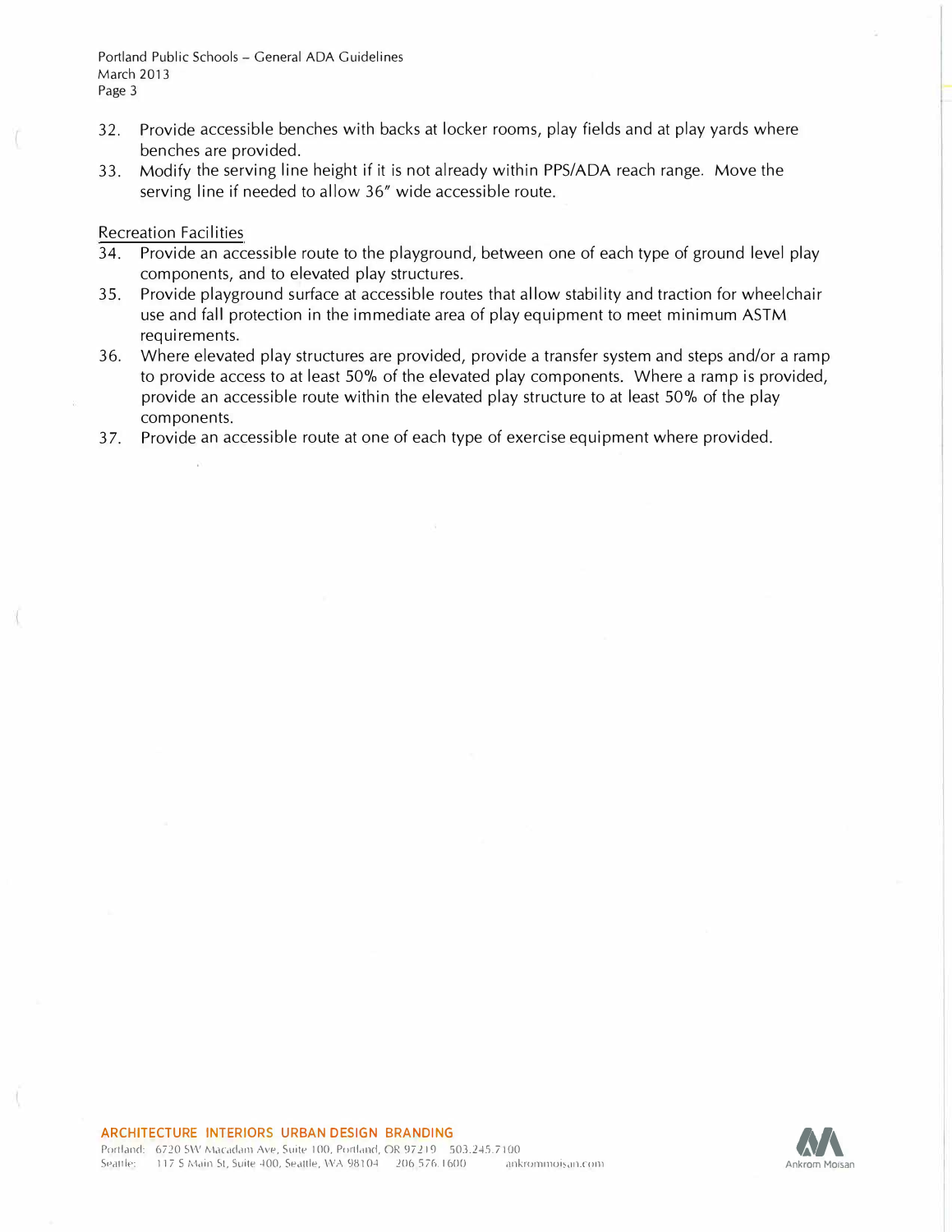32. Provide accessible benches with backs at locker rooms, play fields and at play yards where benches are provided.
33. Modify the serving line height if it is not already within PPS/ADA reach range. Move the serving line if needed to allow 36" wide accessible route.

<u>Recreation Facilities</u>

34. Provide an accessible route to the playground, between one of each type of ground level play components, and to elevated play structures.
35. Provide playground surface at accessible routes that allow stability and traction for wheelchair use and fall protection in the immediate area of play equipment to meet minimum ASTM requirements.
36. Where elevated play structures are provided, provide a transfer system and steps and/or a ramp to provide access to at least 50% of the elevated play components. Where a ramp is provided, provide an accessible route within the elevated play structure to at least 50% of the play components.
37. Provide an accessible route at one of each type of exercise equipment where provided.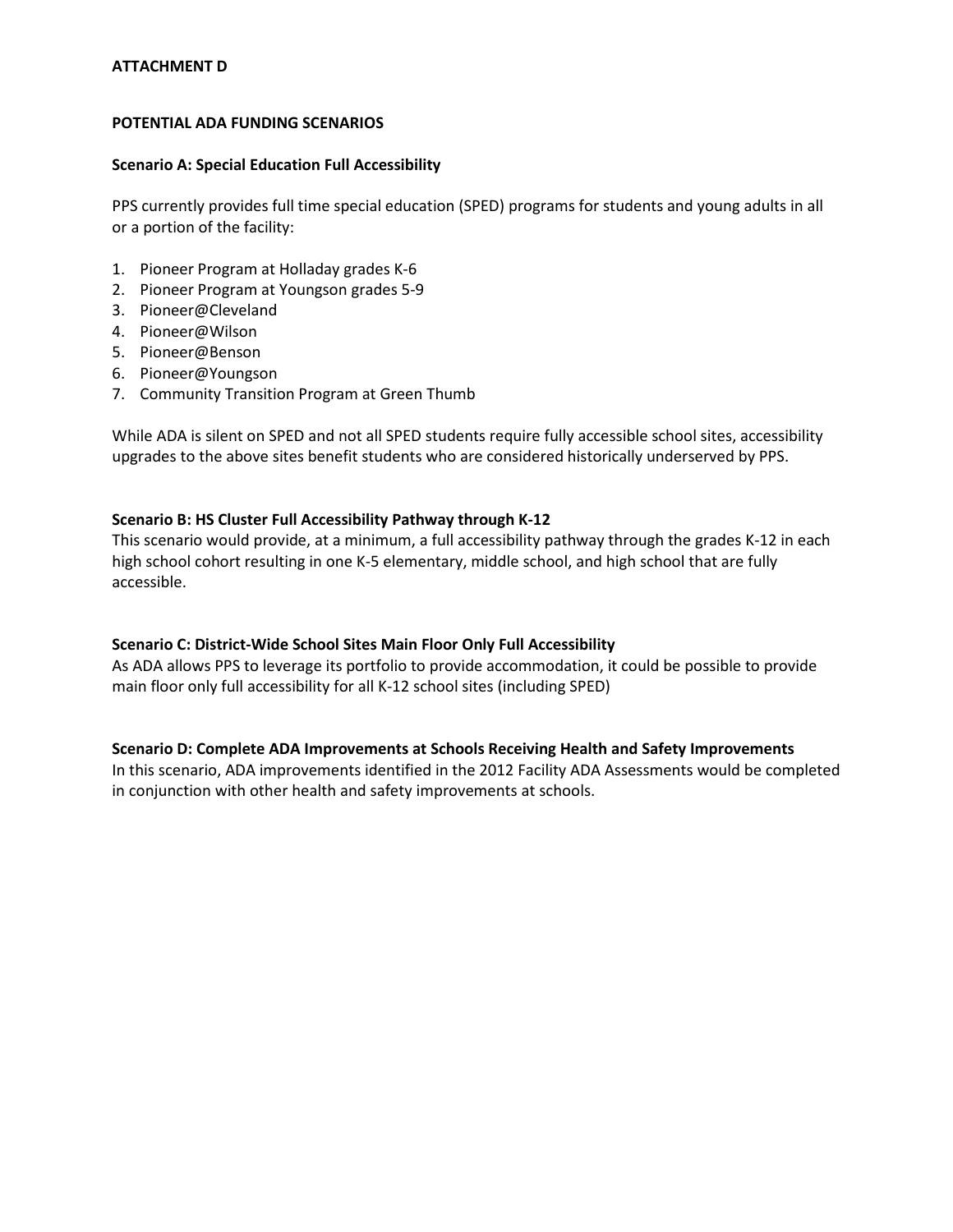**ATTACHMENT D**

**POTENTIAL ADA FUNDING SCENARIOS**

**Scenario A: Special Education Full Accessibility**

PPS currently provides full time special education (SPED) programs for students and young adults in all or a portion of the facility:

1. Pioneer Program at Holladay grades K-6
2. Pioneer Program at Youngson grades 5-9
3. Pioneer@Cleveland
4. Pioneer@Wilson
5. Pioneer@Benson
6. Pioneer@Youngson
7. Community Transition Program at Green Thumb

While ADA is silent on SPED and not all SPED students require fully accessible school sites, accessibility upgrades to the above sites benefit students who are considered historically underserved by PPS.

**Scenario B: HS Cluster Full Accessibility Pathway through K-12**

This scenario would provide, at a minimum, a full accessibility pathway through the grades K-12 in each high school cohort resulting in one K-5 elementary, middle school, and high school that are fully accessible.

**Scenario C: District-Wide School Sites Main Floor Only Full Accessibility**

As ADA allows PPS to leverage its portfolio to provide accommodation, it could be possible to provide main floor only full accessibility for all K-12 school sites (including SPED)

**Scenario D: Complete ADA Improvements at Schools Receiving Health and Safety Improvements**

In this scenario, ADA improvements identified in the 2012 Facility ADA Assessments would be completed in conjunction with other health and safety improvements at schools.